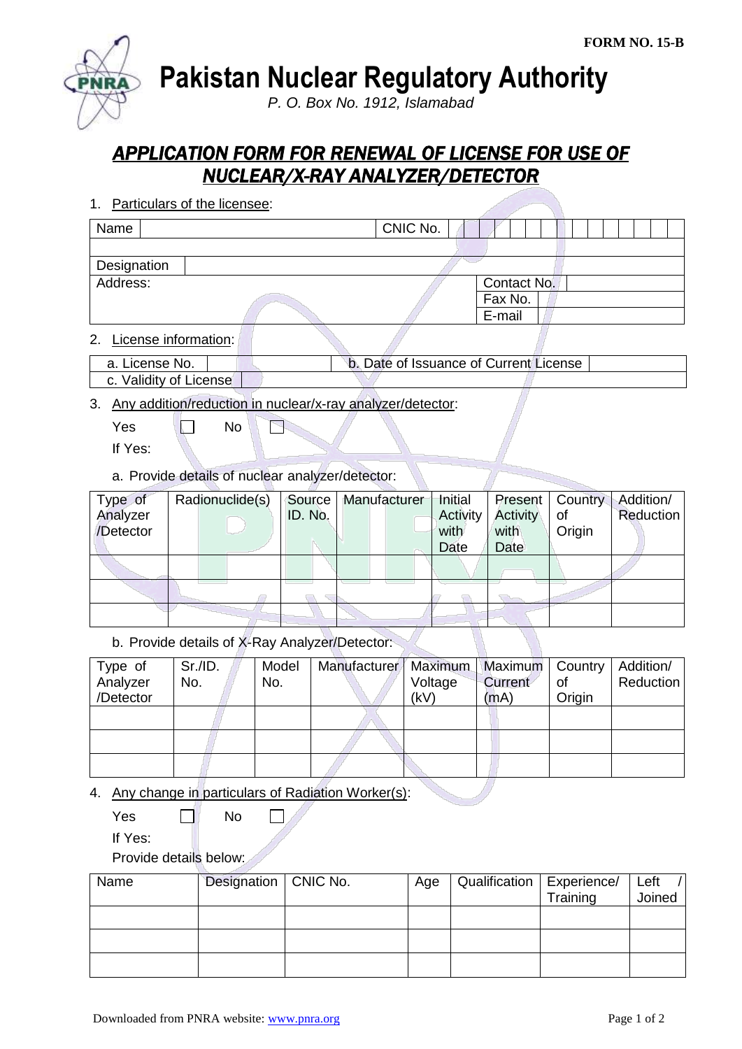FORM NO. 15-B

# Pakistan Nuclear Regulatory Authority

*P. O. Box No. 1912, Islamabad*

## *APPLICATION FORM FOR RENEWAL OF LICENSE FOR USE OF NUCLEAR/X-RAY ANALYZER/DETECTOR*

1. Particulars of the licensee:

| Name | | CNIC No. | |
|---|---|---|---|
| | | | |
| Designation | | | |
| Address: | | Contact No. | |
| | | Fax No. | |
| | | E-mail | |

2. License information:

| a. License No. | | b. Date of Issuance of Current License | |
|---|---|---|---|
| c. Validity of License | | | |

3. Any addition/reduction in nuclear/x-ray analyzer/detector:

Yes ☐ No ☐

If Yes:

a. Provide details of nuclear analyzer/detector:

| Type of Analyzer /Detector | Radionuclide(s) | Source ID. No. | Manufacturer | Initial Activity with Date | Present Activity with Date | Country of Origin | Addition/ Reduction |
|---|---|---|---|---|---|---|---|
| | | | | | | | |
| | | | | | | | |
| | | | | | | | |

b. Provide details of X-Ray Analyzer/Detector:

| Type of Analyzer /Detector | Sr./ID. No. | Model No. | Manufacturer | Maximum Voltage (kV) | Maximum Current (mA) | Country of Origin | Addition/ Reduction |
|---|---|---|---|---|---|---|---|
| | | | | | | | |
| | | | | | | | |
| | | | | | | | |

4. Any change in particulars of Radiation Worker(s):

Yes ☐ No ☐

If Yes:

Provide details below:

| Name | Designation | CNIC No. | Age | Qualification | Experience/ Training | Left / Joined |
|---|---|---|---|---|---|---|
| | | | | | | |
| | | | | | | |
| | | | | | | |

Downloaded from PNRA website: www.pnra.org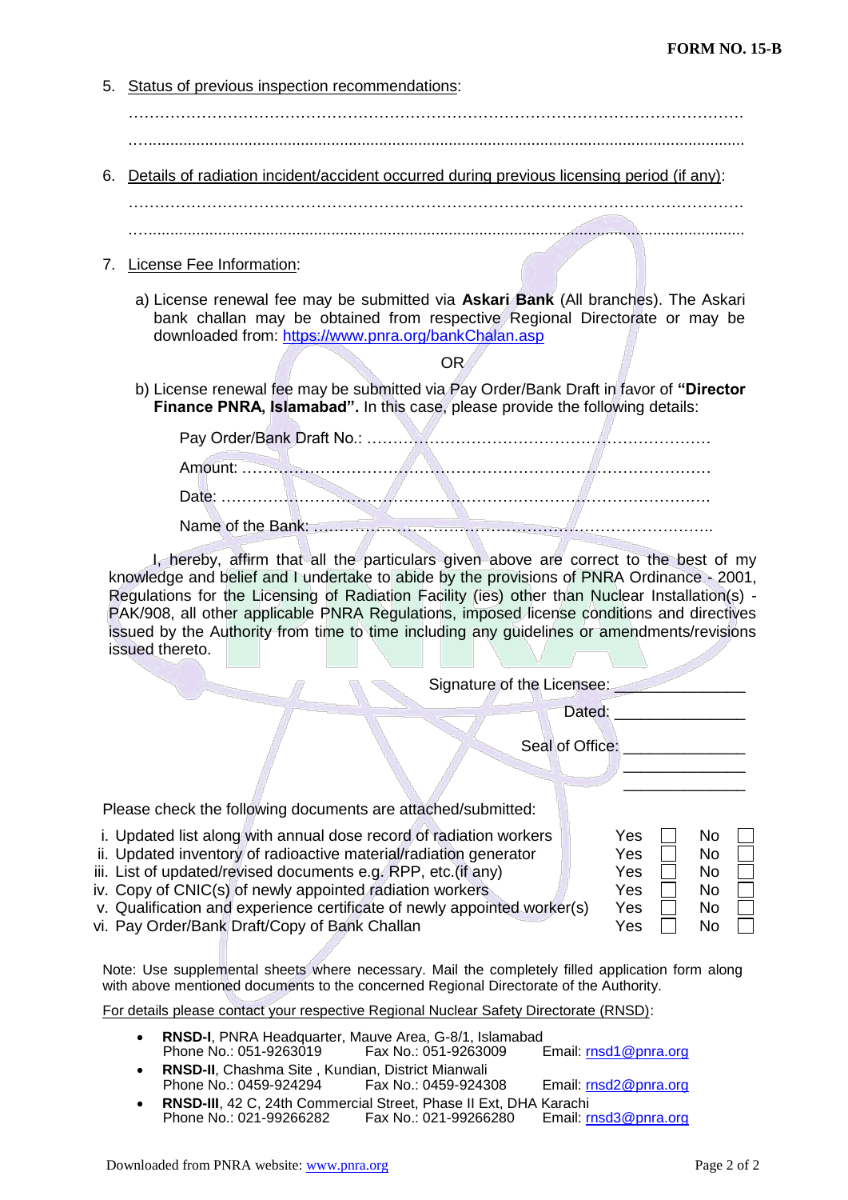5. Status of previous inspection recommendations:

…………………………………………………………………………………………………………

…………………………………………………………………………………………………………

6. Details of radiation incident/accident occurred during previous licensing period (if any):

…………………………………………………………………………………………………………

…………………………………………………………………………………………………………

7. License Fee Information:

   a) License renewal fee may be submitted via **Askari Bank** (All branches). The Askari bank challan may be obtained from respective Regional Directorate or may be downloaded from: https://www.pnra.org/bankChalan.asp

   OR

   b) License renewal fee may be submitted via Pay Order/Bank Draft in favor of **"Director Finance PNRA, Islamabad".** In this case, please provide the following details:

   Pay Order/Bank Draft No.: …………………………………………………………

   Amount: …………………………………………………………………………

   Date: ……………………………………………………………………………

   Name of the Bank: ……………………………………………………………..

I, hereby, affirm that all the particulars given above are correct to the best of my knowledge and belief and I undertake to abide by the provisions of PNRA Ordinance - 2001, Regulations for the Licensing of Radiation Facility (ies) other than Nuclear Installation(s) - PAK/908, all other applicable PNRA Regulations, imposed license conditions and directives issued by the Authority from time to time including any guidelines or amendments/revisions issued thereto.

Signature of the Licensee: _______________

Dated: _______________

Seal of Office: _______________

_______________

_______________

Please check the following documents are attached/submitted:

| | | |
|---|---|---|
| i. Updated list along with annual dose record of radiation workers | Yes ☐ | No ☐ |
| ii. Updated inventory of radioactive material/radiation generator | Yes ☐ | No ☐ |
| iii. List of updated/revised documents e.g. RPP, etc.(if any) | Yes ☐ | No ☐ |
| iv. Copy of CNIC(s) of newly appointed radiation workers | Yes ☐ | No ☐ |
| v. Qualification and experience certificate of newly appointed worker(s) | Yes ☐ | No ☐ |
| vi. Pay Order/Bank Draft/Copy of Bank Challan | Yes ☐ | No ☐ |

Note: Use supplemental sheets where necessary. Mail the completely filled application form along with above mentioned documents to the concerned Regional Directorate of the Authority.

For details please contact your respective Regional Nuclear Safety Directorate (RNSD):

- **RNSD-I**, PNRA Headquarter, Mauve Area, G-8/1, Islamabad
  Phone No.: 051-9263019 Fax No.: 051-9263009 Email: rnsd1@pnra.org
- **RNSD-II**, Chashma Site , Kundian, District Mianwali
  Phone No.: 0459-924294 Fax No.: 0459-924308 Email: rnsd2@pnra.org
- **RNSD-III**, 42 C, 24th Commercial Street, Phase II Ext, DHA Karachi
  Phone No.: 021-99266282 Fax No.: 021-99266280 Email: rnsd3@pnra.org